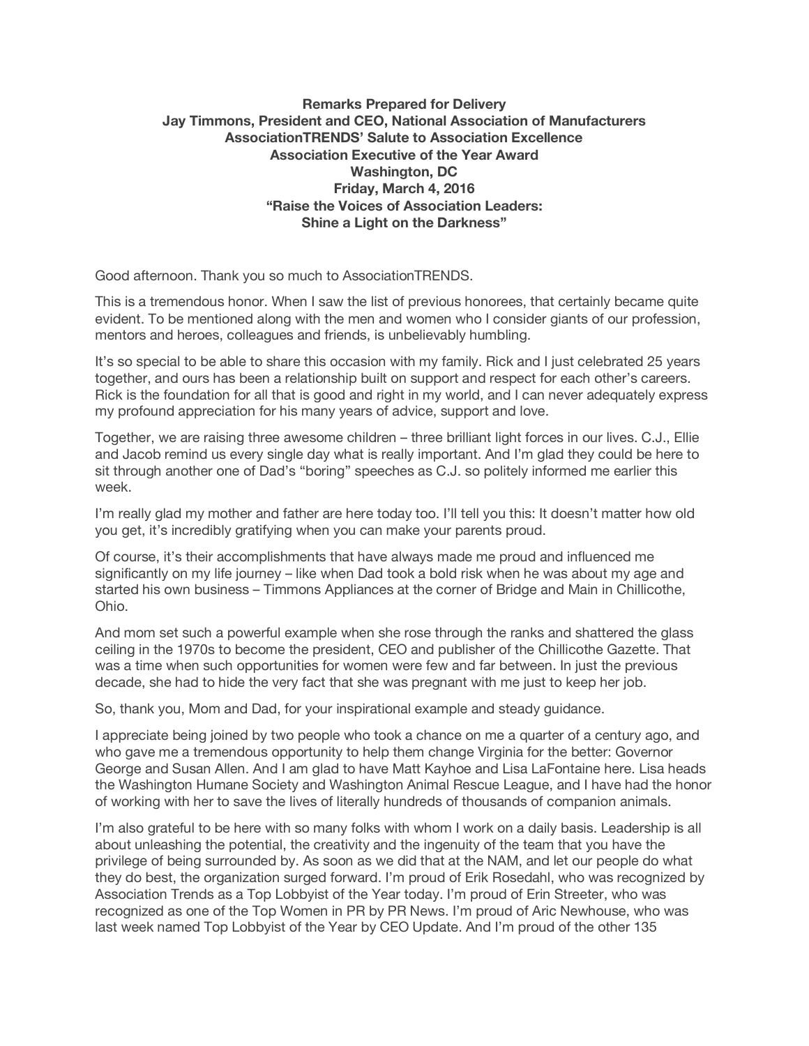**Remarks Prepared for Delivery**
**Jay Timmons, President and CEO, National Association of Manufacturers**
**AssociationTRENDS' Salute to Association Excellence**
**Association Executive of the Year Award**
**Washington, DC**
**Friday, March 4, 2016**
**"Raise the Voices of Association Leaders:**
**Shine a Light on the Darkness"**

Good afternoon. Thank you so much to AssociationTRENDS.

This is a tremendous honor. When I saw the list of previous honorees, that certainly became quite evident. To be mentioned along with the men and women who I consider giants of our profession, mentors and heroes, colleagues and friends, is unbelievably humbling.

It's so special to be able to share this occasion with my family. Rick and I just celebrated 25 years together, and ours has been a relationship built on support and respect for each other's careers. Rick is the foundation for all that is good and right in my world, and I can never adequately express my profound appreciation for his many years of advice, support and love.

Together, we are raising three awesome children – three brilliant light forces in our lives. C.J., Ellie and Jacob remind us every single day what is really important. And I'm glad they could be here to sit through another one of Dad's "boring" speeches as C.J. so politely informed me earlier this week.

I'm really glad my mother and father are here today too. I'll tell you this: It doesn't matter how old you get, it's incredibly gratifying when you can make your parents proud.

Of course, it's their accomplishments that have always made me proud and influenced me significantly on my life journey – like when Dad took a bold risk when he was about my age and started his own business – Timmons Appliances at the corner of Bridge and Main in Chillicothe, Ohio.

And mom set such a powerful example when she rose through the ranks and shattered the glass ceiling in the 1970s to become the president, CEO and publisher of the Chillicothe Gazette. That was a time when such opportunities for women were few and far between. In just the previous decade, she had to hide the very fact that she was pregnant with me just to keep her job.

So, thank you, Mom and Dad, for your inspirational example and steady guidance.

I appreciate being joined by two people who took a chance on me a quarter of a century ago, and who gave me a tremendous opportunity to help them change Virginia for the better: Governor George and Susan Allen. And I am glad to have Matt Kayhoe and Lisa LaFontaine here. Lisa heads the Washington Humane Society and Washington Animal Rescue League, and I have had the honor of working with her to save the lives of literally hundreds of thousands of companion animals.

I'm also grateful to be here with so many folks with whom I work on a daily basis. Leadership is all about unleashing the potential, the creativity and the ingenuity of the team that you have the privilege of being surrounded by. As soon as we did that at the NAM, and let our people do what they do best, the organization surged forward. I'm proud of Erik Rosedahl, who was recognized by Association Trends as a Top Lobbyist of the Year today. I'm proud of Erin Streeter, who was recognized as one of the Top Women in PR by PR News. I'm proud of Aric Newhouse, who was last week named Top Lobbyist of the Year by CEO Update. And I'm proud of the other 135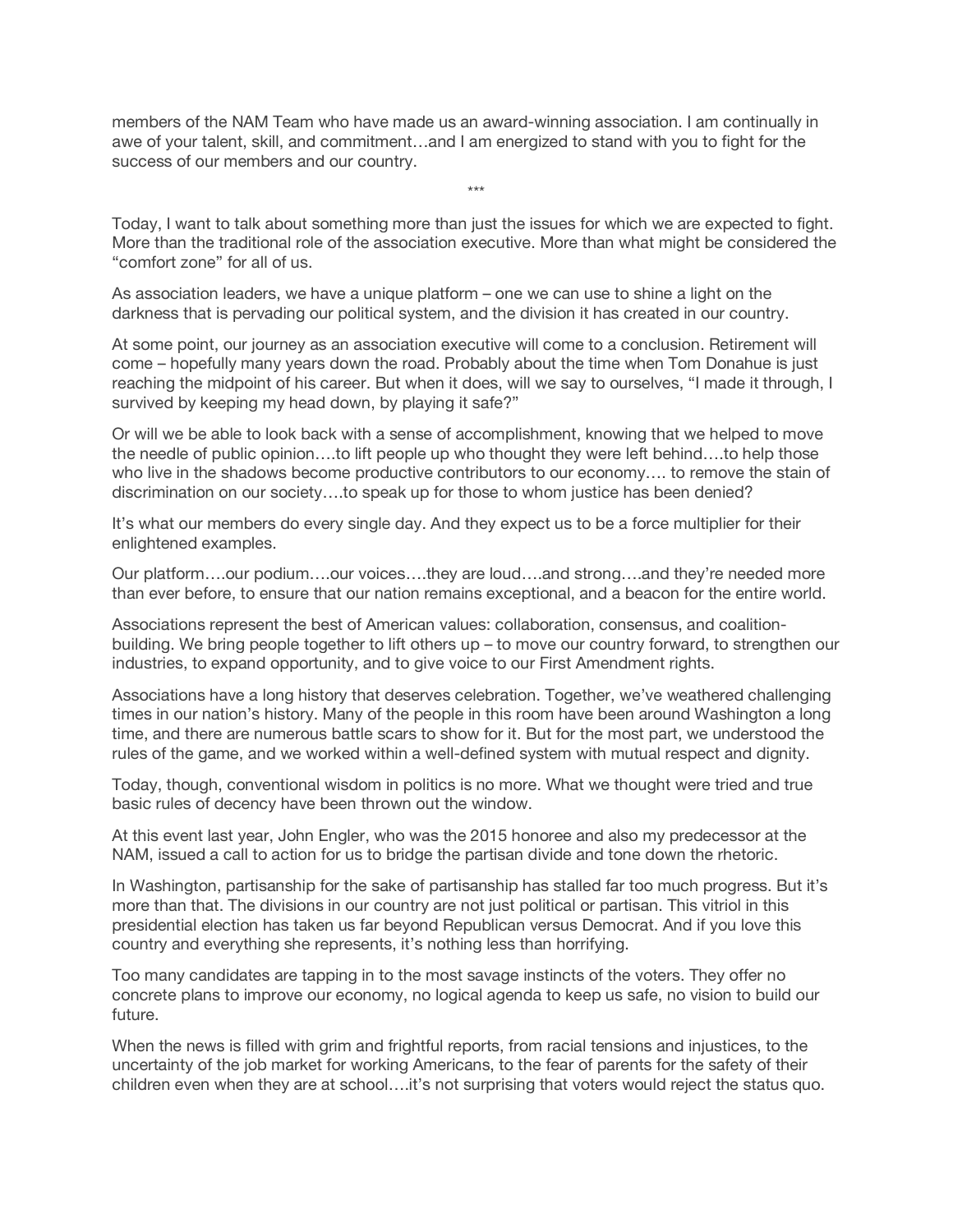members of the NAM Team who have made us an award-winning association. I am continually in awe of your talent, skill, and commitment…and I am energized to stand with you to fight for the success of our members and our country.

\*\*\*

Today, I want to talk about something more than just the issues for which we are expected to fight. More than the traditional role of the association executive. More than what might be considered the "comfort zone" for all of us.

As association leaders, we have a unique platform – one we can use to shine a light on the darkness that is pervading our political system, and the division it has created in our country.

At some point, our journey as an association executive will come to a conclusion. Retirement will come – hopefully many years down the road. Probably about the time when Tom Donahue is just reaching the midpoint of his career. But when it does, will we say to ourselves, "I made it through, I survived by keeping my head down, by playing it safe?"

Or will we be able to look back with a sense of accomplishment, knowing that we helped to move the needle of public opinion….to lift people up who thought they were left behind….to help those who live in the shadows become productive contributors to our economy…. to remove the stain of discrimination on our society….to speak up for those to whom justice has been denied?

It's what our members do every single day. And they expect us to be a force multiplier for their enlightened examples.

Our platform….our podium….our voices….they are loud….and strong….and they're needed more than ever before, to ensure that our nation remains exceptional, and a beacon for the entire world.

Associations represent the best of American values: collaboration, consensus, and coalition-building. We bring people together to lift others up – to move our country forward, to strengthen our industries, to expand opportunity, and to give voice to our First Amendment rights.

Associations have a long history that deserves celebration. Together, we've weathered challenging times in our nation's history. Many of the people in this room have been around Washington a long time, and there are numerous battle scars to show for it. But for the most part, we understood the rules of the game, and we worked within a well-defined system with mutual respect and dignity.

Today, though, conventional wisdom in politics is no more. What we thought were tried and true basic rules of decency have been thrown out the window.

At this event last year, John Engler, who was the 2015 honoree and also my predecessor at the NAM, issued a call to action for us to bridge the partisan divide and tone down the rhetoric.

In Washington, partisanship for the sake of partisanship has stalled far too much progress. But it's more than that. The divisions in our country are not just political or partisan. This vitriol in this presidential election has taken us far beyond Republican versus Democrat. And if you love this country and everything she represents, it's nothing less than horrifying.

Too many candidates are tapping in to the most savage instincts of the voters. They offer no concrete plans to improve our economy, no logical agenda to keep us safe, no vision to build our future.

When the news is filled with grim and frightful reports, from racial tensions and injustices, to the uncertainty of the job market for working Americans, to the fear of parents for the safety of their children even when they are at school….it's not surprising that voters would reject the status quo.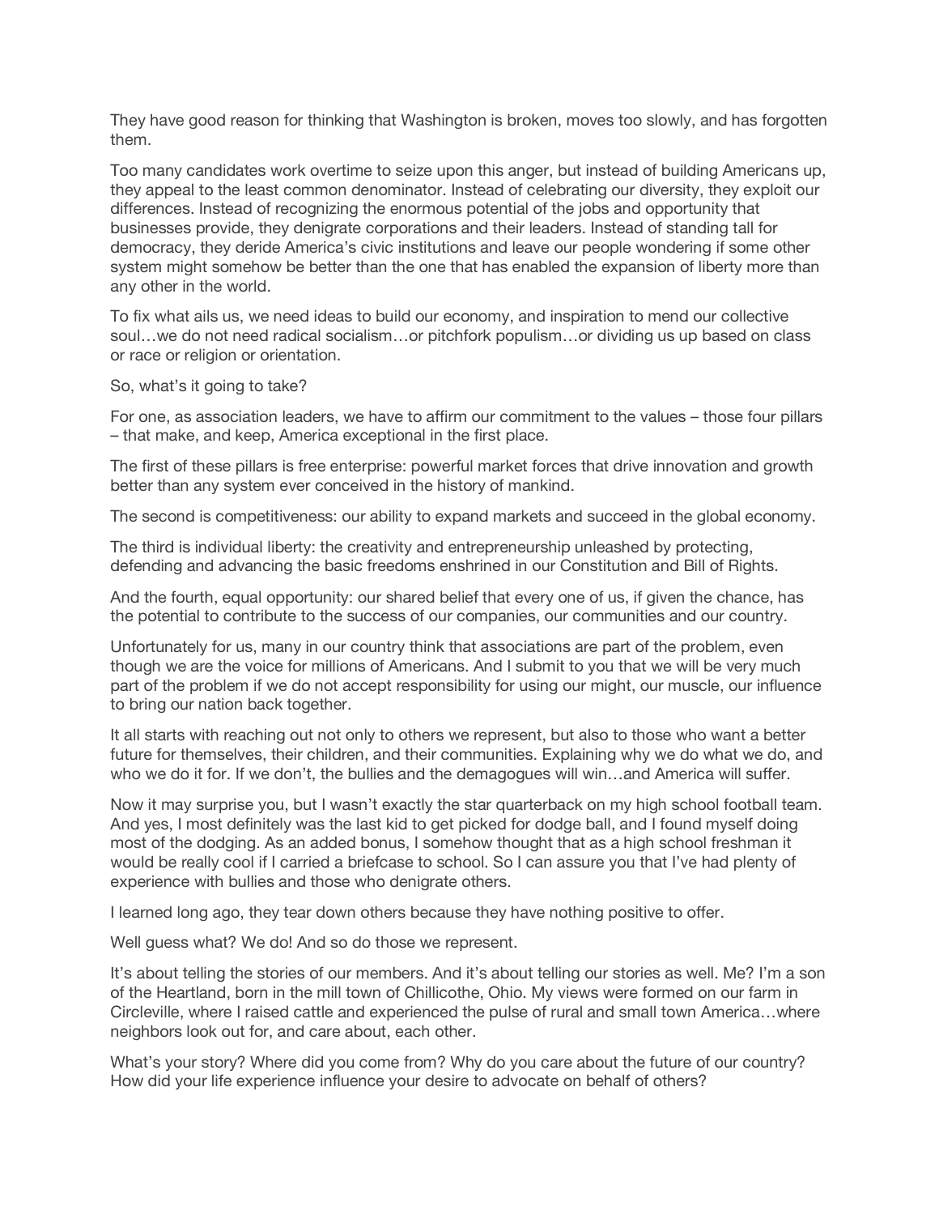They have good reason for thinking that Washington is broken, moves too slowly, and has forgotten them.

Too many candidates work overtime to seize upon this anger, but instead of building Americans up, they appeal to the least common denominator. Instead of celebrating our diversity, they exploit our differences. Instead of recognizing the enormous potential of the jobs and opportunity that businesses provide, they denigrate corporations and their leaders. Instead of standing tall for democracy, they deride America's civic institutions and leave our people wondering if some other system might somehow be better than the one that has enabled the expansion of liberty more than any other in the world.

To fix what ails us, we need ideas to build our economy, and inspiration to mend our collective soul…we do not need radical socialism…or pitchfork populism…or dividing us up based on class or race or religion or orientation.

So, what's it going to take?

For one, as association leaders, we have to affirm our commitment to the values – those four pillars – that make, and keep, America exceptional in the first place.

The first of these pillars is free enterprise: powerful market forces that drive innovation and growth better than any system ever conceived in the history of mankind.

The second is competitiveness: our ability to expand markets and succeed in the global economy.

The third is individual liberty: the creativity and entrepreneurship unleashed by protecting, defending and advancing the basic freedoms enshrined in our Constitution and Bill of Rights.

And the fourth, equal opportunity: our shared belief that every one of us, if given the chance, has the potential to contribute to the success of our companies, our communities and our country.

Unfortunately for us, many in our country think that associations are part of the problem, even though we are the voice for millions of Americans. And I submit to you that we will be very much part of the problem if we do not accept responsibility for using our might, our muscle, our influence to bring our nation back together.

It all starts with reaching out not only to others we represent, but also to those who want a better future for themselves, their children, and their communities. Explaining why we do what we do, and who we do it for. If we don't, the bullies and the demagogues will win…and America will suffer.

Now it may surprise you, but I wasn't exactly the star quarterback on my high school football team. And yes, I most definitely was the last kid to get picked for dodge ball, and I found myself doing most of the dodging. As an added bonus, I somehow thought that as a high school freshman it would be really cool if I carried a briefcase to school. So I can assure you that I've had plenty of experience with bullies and those who denigrate others.

I learned long ago, they tear down others because they have nothing positive to offer.

Well guess what? We do! And so do those we represent.

It's about telling the stories of our members. And it's about telling our stories as well. Me? I'm a son of the Heartland, born in the mill town of Chillicothe, Ohio. My views were formed on our farm in Circleville, where I raised cattle and experienced the pulse of rural and small town America…where neighbors look out for, and care about, each other.

What's your story? Where did you come from? Why do you care about the future of our country? How did your life experience influence your desire to advocate on behalf of others?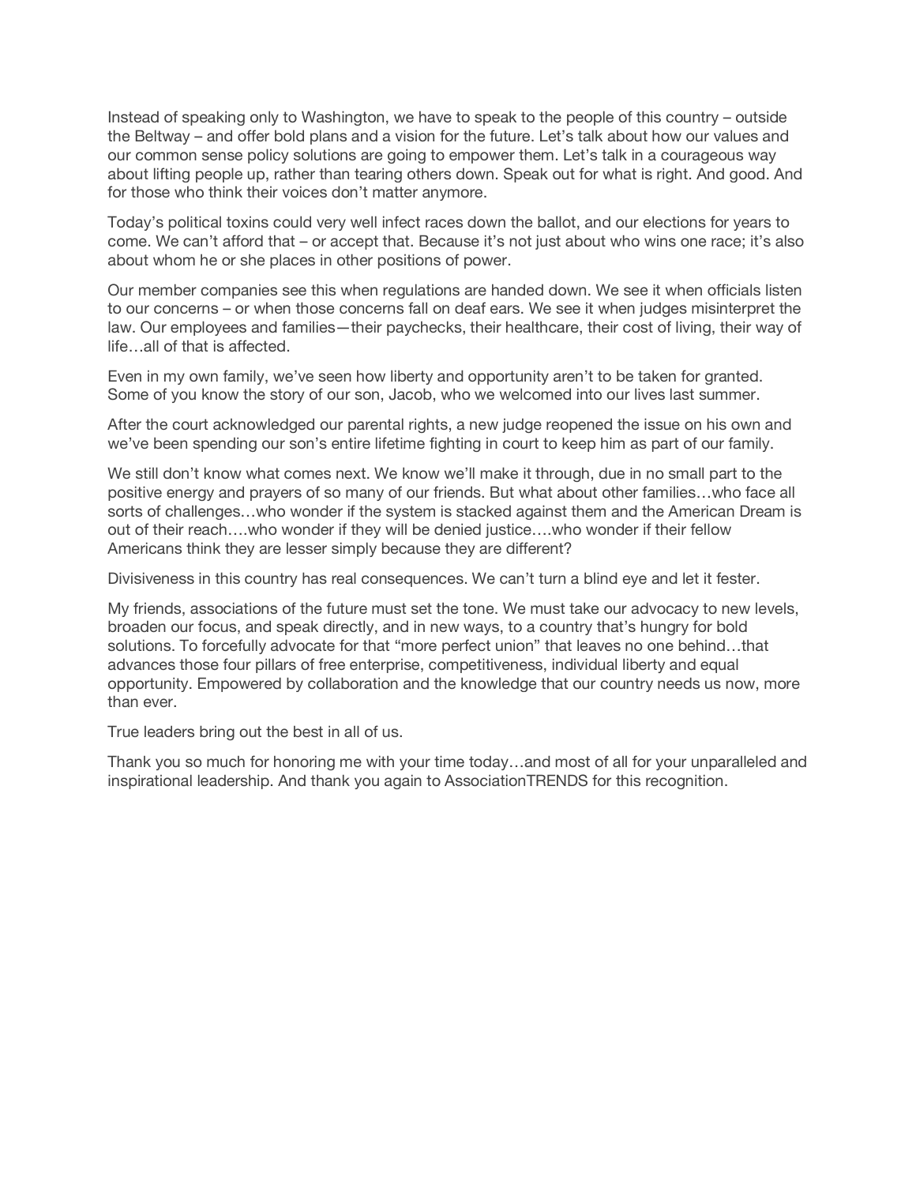Instead of speaking only to Washington, we have to speak to the people of this country – outside the Beltway – and offer bold plans and a vision for the future. Let's talk about how our values and our common sense policy solutions are going to empower them. Let's talk in a courageous way about lifting people up, rather than tearing others down. Speak out for what is right. And good. And for those who think their voices don't matter anymore.

Today's political toxins could very well infect races down the ballot, and our elections for years to come. We can't afford that – or accept that. Because it's not just about who wins one race; it's also about whom he or she places in other positions of power.

Our member companies see this when regulations are handed down. We see it when officials listen to our concerns – or when those concerns fall on deaf ears. We see it when judges misinterpret the law. Our employees and families—their paychecks, their healthcare, their cost of living, their way of life…all of that is affected.

Even in my own family, we've seen how liberty and opportunity aren't to be taken for granted. Some of you know the story of our son, Jacob, who we welcomed into our lives last summer.

After the court acknowledged our parental rights, a new judge reopened the issue on his own and we've been spending our son's entire lifetime fighting in court to keep him as part of our family.

We still don't know what comes next. We know we'll make it through, due in no small part to the positive energy and prayers of so many of our friends. But what about other families…who face all sorts of challenges…who wonder if the system is stacked against them and the American Dream is out of their reach….who wonder if they will be denied justice….who wonder if their fellow Americans think they are lesser simply because they are different?

Divisiveness in this country has real consequences. We can't turn a blind eye and let it fester.

My friends, associations of the future must set the tone. We must take our advocacy to new levels, broaden our focus, and speak directly, and in new ways, to a country that's hungry for bold solutions. To forcefully advocate for that "more perfect union" that leaves no one behind…that advances those four pillars of free enterprise, competitiveness, individual liberty and equal opportunity. Empowered by collaboration and the knowledge that our country needs us now, more than ever.

True leaders bring out the best in all of us.

Thank you so much for honoring me with your time today…and most of all for your unparalleled and inspirational leadership. And thank you again to AssociationTRENDS for this recognition.